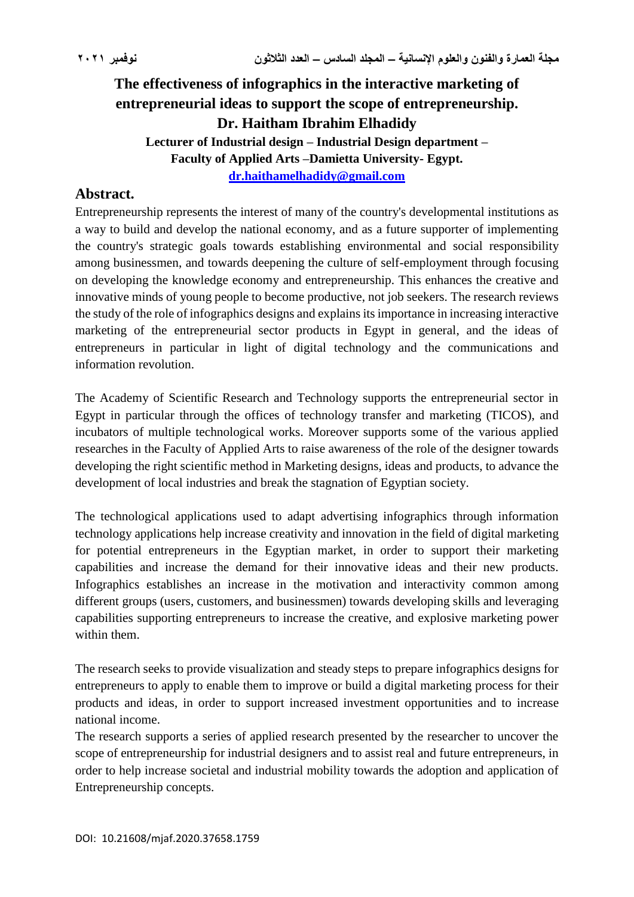# The effectiveness of infographics in the interactive marketing of entrepreneurial ideas to support the scope of entrepreneurship.

**Dr. Haitham Ibrahim Elhadidy**

**Lecturer of Industrial design – Industrial Design department – Faculty of Applied Arts –Damietta University- Egypt.**

**dr.haithamelhadidy@gmail.com**

## Abstract.

Entrepreneurship represents the interest of many of the country's developmental institutions as a way to build and develop the national economy, and as a future supporter of implementing the country's strategic goals towards establishing environmental and social responsibility among businessmen, and towards deepening the culture of self-employment through focusing on developing the knowledge economy and entrepreneurship. This enhances the creative and innovative minds of young people to become productive, not job seekers. The research reviews the study of the role of infographics designs and explains its importance in increasing interactive marketing of the entrepreneurial sector products in Egypt in general, and the ideas of entrepreneurs in particular in light of digital technology and the communications and information revolution.

The Academy of Scientific Research and Technology supports the entrepreneurial sector in Egypt in particular through the offices of technology transfer and marketing (TICOS), and incubators of multiple technological works. Moreover supports some of the various applied researches in the Faculty of Applied Arts to raise awareness of the role of the designer towards developing the right scientific method in Marketing designs, ideas and products, to advance the development of local industries and break the stagnation of Egyptian society.

The technological applications used to adapt advertising infographics through information technology applications help increase creativity and innovation in the field of digital marketing for potential entrepreneurs in the Egyptian market, in order to support their marketing capabilities and increase the demand for their innovative ideas and their new products. Infographics establishes an increase in the motivation and interactivity common among different groups (users, customers, and businessmen) towards developing skills and leveraging capabilities supporting entrepreneurs to increase the creative, and explosive marketing power within them.

The research seeks to provide visualization and steady steps to prepare infographics designs for entrepreneurs to apply to enable them to improve or build a digital marketing process for their products and ideas, in order to support increased investment opportunities and to increase national income.

The research supports a series of applied research presented by the researcher to uncover the scope of entrepreneurship for industrial designers and to assist real and future entrepreneurs, in order to help increase societal and industrial mobility towards the adoption and application of Entrepreneurship concepts.

DOI: 10.21608/mjaf.2020.37658.1759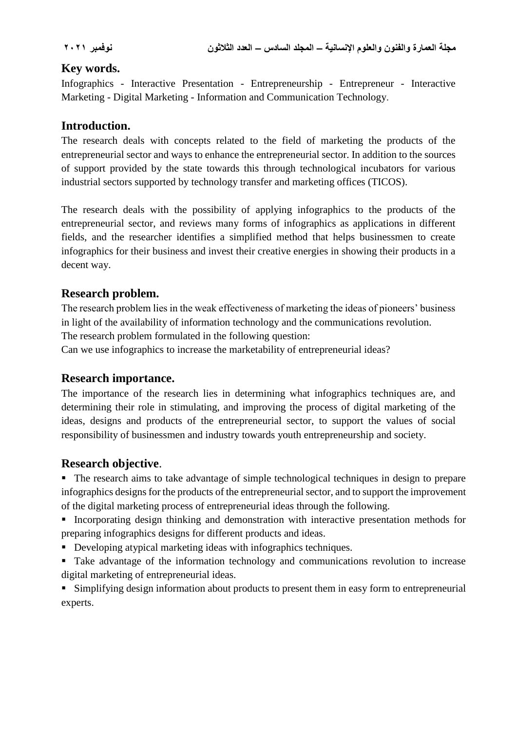## Key words.

Infographics - Interactive Presentation - Entrepreneurship - Entrepreneur - Interactive Marketing - Digital Marketing - Information and Communication Technology.

## Introduction.

The research deals with concepts related to the field of marketing the products of the entrepreneurial sector and ways to enhance the entrepreneurial sector. In addition to the sources of support provided by the state towards this through technological incubators for various industrial sectors supported by technology transfer and marketing offices (TICOS).

The research deals with the possibility of applying infographics to the products of the entrepreneurial sector, and reviews many forms of infographics as applications in different fields, and the researcher identifies a simplified method that helps businessmen to create infographics for their business and invest their creative energies in showing their products in a decent way.

## Research problem.

The research problem lies in the weak effectiveness of marketing the ideas of pioneers' business in light of the availability of information technology and the communications revolution.
The research problem formulated in the following question:
Can we use infographics to increase the marketability of entrepreneurial ideas?

## Research importance.

The importance of the research lies in determining what infographics techniques are, and determining their role in stimulating, and improving the process of digital marketing of the ideas, designs and products of the entrepreneurial sector, to support the values of social responsibility of businessmen and industry towards youth entrepreneurship and society.

## Research objective.

- The research aims to take advantage of simple technological techniques in design to prepare infographics designs for the products of the entrepreneurial sector, and to support the improvement of the digital marketing process of entrepreneurial ideas through the following.
- Incorporating design thinking and demonstration with interactive presentation methods for preparing infographics designs for different products and ideas.
- Developing atypical marketing ideas with infographics techniques.
- Take advantage of the information technology and communications revolution to increase digital marketing of entrepreneurial ideas.
- Simplifying design information about products to present them in easy form to entrepreneurial experts.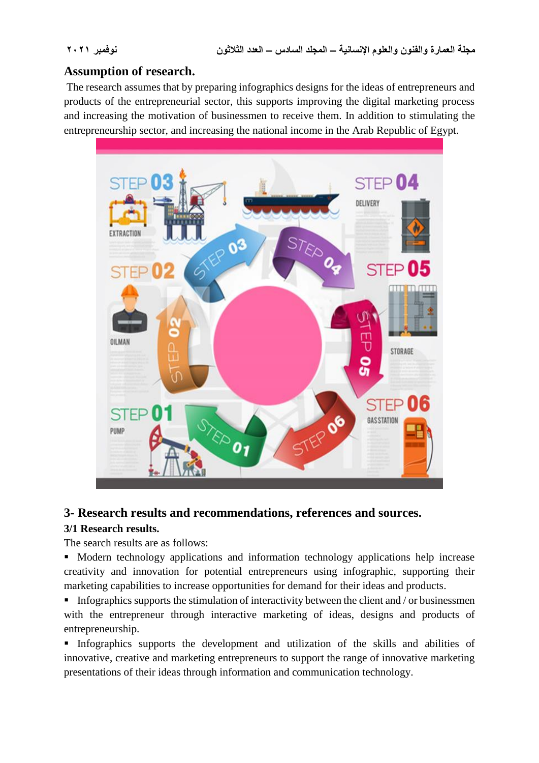## Assumption of research.

The research assumes that by preparing infographics designs for the ideas of entrepreneurs and products of the entrepreneurial sector, this supports improving the digital marketing process and increasing the motivation of businessmen to receive them. In addition to stimulating the entrepreneurship sector, and increasing the national income in the Arab Republic of Egypt.

## 3- Research results and recommendations, references and sources.

### 3/1 Research results.

The search results are as follows:

- Modern technology applications and information technology applications help increase creativity and innovation for potential entrepreneurs using infographic, supporting their marketing capabilities to increase opportunities for demand for their ideas and products.
- Infographics supports the stimulation of interactivity between the client and / or businessmen with the entrepreneur through interactive marketing of ideas, designs and products of entrepreneurship.
- Infographics supports the development and utilization of the skills and abilities of innovative, creative and marketing entrepreneurs to support the range of innovative marketing presentations of their ideas through information and communication technology.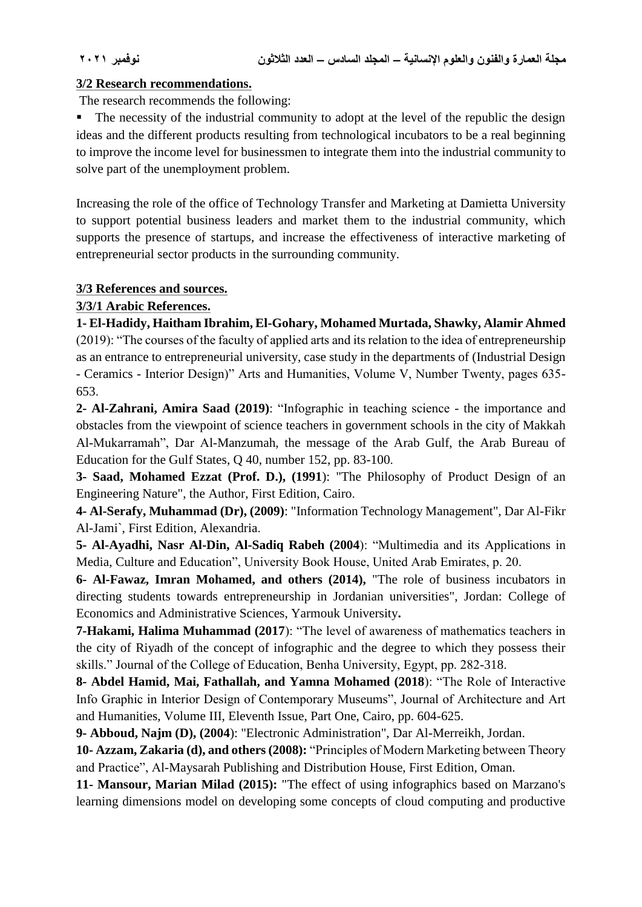### 3/2 Research recommendations.

The research recommends the following:

- The necessity of the industrial community to adopt at the level of the republic the design ideas and the different products resulting from technological incubators to be a real beginning to improve the income level for businessmen to integrate them into the industrial community to solve part of the unemployment problem.

Increasing the role of the office of Technology Transfer and Marketing at Damietta University to support potential business leaders and market them to the industrial community, which supports the presence of startups, and increase the effectiveness of interactive marketing of entrepreneurial sector products in the surrounding community.

### 3/3 References and sources.

#### 3/3/1 Arabic References.

**1- El-Hadidy, Haitham Ibrahim, El-Gohary, Mohamed Murtada, Shawky, Alamir Ahmed** (2019): "The courses of the faculty of applied arts and its relation to the idea of entrepreneurship as an entrance to entrepreneurial university, case study in the departments of (Industrial Design - Ceramics - Interior Design)" Arts and Humanities, Volume V, Number Twenty, pages 635-653.

**2- Al-Zahrani, Amira Saad (2019)**: "Infographic in teaching science - the importance and obstacles from the viewpoint of science teachers in government schools in the city of Makkah Al-Mukarramah", Dar Al-Manzumah, the message of the Arab Gulf, the Arab Bureau of Education for the Gulf States, Q 40, number 152, pp. 83-100.

**3- Saad, Mohamed Ezzat (Prof. D.), (1991**): "The Philosophy of Product Design of an Engineering Nature", the Author, First Edition, Cairo.

**4- Al-Serafy, Muhammad (Dr), (2009)**: "Information Technology Management", Dar Al-Fikr Al-Jami`, First Edition, Alexandria.

**5- Al-Ayadhi, Nasr Al-Din, Al-Sadiq Rabeh (2004**): "Multimedia and its Applications in Media, Culture and Education", University Book House, United Arab Emirates, p. 20.

**6- Al-Fawaz, Imran Mohamed, and others (2014),** "The role of business incubators in directing students towards entrepreneurship in Jordanian universities", Jordan: College of Economics and Administrative Sciences, Yarmouk University**.**

**7-Hakami, Halima Muhammad (2017**): "The level of awareness of mathematics teachers in the city of Riyadh of the concept of infographic and the degree to which they possess their skills." Journal of the College of Education, Benha University, Egypt, pp. 282-318.

**8- Abdel Hamid, Mai, Fathallah, and Yamna Mohamed (2018**): "The Role of Interactive Info Graphic in Interior Design of Contemporary Museums", Journal of Architecture and Art and Humanities, Volume III, Eleventh Issue, Part One, Cairo, pp. 604-625.

**9- Abboud, Najm (D), (2004**): "Electronic Administration", Dar Al-Merreikh, Jordan.

**10- Azzam, Zakaria (d), and others (2008):** "Principles of Modern Marketing between Theory and Practice", Al-Maysarah Publishing and Distribution House, First Edition, Oman.

**11- Mansour, Marian Milad (2015):** "The effect of using infographics based on Marzano's learning dimensions model on developing some concepts of cloud computing and productive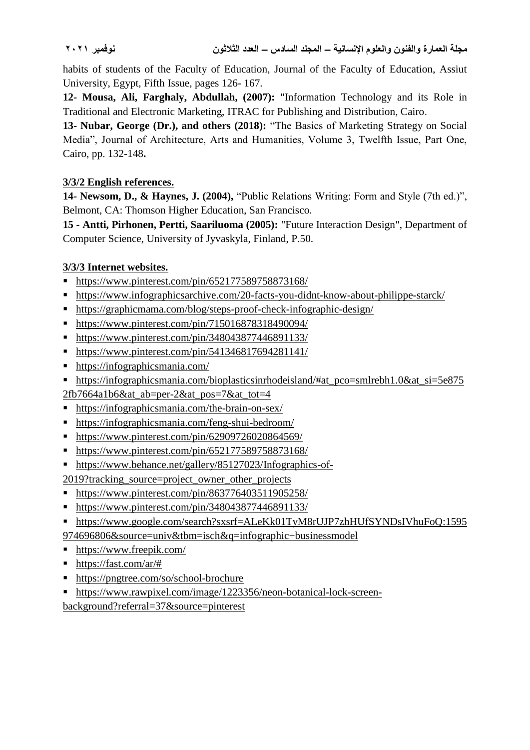habits of students of the Faculty of Education, Journal of the Faculty of Education, Assiut University, Egypt, Fifth Issue, pages 126- 167.

**12- Mousa, Ali, Farghaly, Abdullah, (2007):** "Information Technology and its Role in Traditional and Electronic Marketing, ITRAC for Publishing and Distribution, Cairo.

**13- Nubar, George (Dr.), and others (2018):** "The Basics of Marketing Strategy on Social Media", Journal of Architecture, Arts and Humanities, Volume 3, Twelfth Issue, Part One, Cairo, pp. 132-148**.**

### 3/3/2 English references.

**14- Newsom, D., & Haynes, J. (2004),** "Public Relations Writing: Form and Style (7th ed.)", Belmont, CA: Thomson Higher Education, San Francisco.

**15 - Antti, Pirhonen, Pertti, Saariluoma (2005):** "Future Interaction Design", Department of Computer Science, University of Jyvaskyla, Finland, P.50.

### 3/3/3 Internet websites.

- https://www.pinterest.com/pin/652177589758873168/
- https://www.infographicsarchive.com/20-facts-you-didnt-know-about-philippe-starck/
- https://graphicmama.com/blog/steps-proof-check-infographic-design/
- https://www.pinterest.com/pin/715016878318490094/
- https://www.pinterest.com/pin/348043877446891133/
- https://www.pinterest.com/pin/541346817694281141/
- https://infographicsmania.com/
- https://infographicsmania.com/bioplasticsinrhodeisland/#at_pco=smlrebh1.0&at_si=5e8752fb7664a1b6&at_ab=per-2&at_pos=7&at_tot=4
- https://infographicsmania.com/the-brain-on-sex/
- https://infographicsmania.com/feng-shui-bedroom/
- https://www.pinterest.com/pin/62909726020864569/
- https://www.pinterest.com/pin/652177589758873168/
- https://www.behance.net/gallery/85127023/Infographics-of-2019?tracking_source=project_owner_other_projects
- https://www.pinterest.com/pin/863776403511905258/
- https://www.pinterest.com/pin/348043877446891133/
- https://www.google.com/search?sxsrf=ALeKk01TyM8rUJP7zhHUfSYNDsIVhuFoQ:1595974696806&source=univ&tbm=isch&q=infographic+businessmodel
- https://www.freepik.com/
- https://fast.com/ar/#
- https://pngtree.com/so/school-brochure
- https://www.rawpixel.com/image/1223356/neon-botanical-lock-screen-background?referral=37&source=pinterest